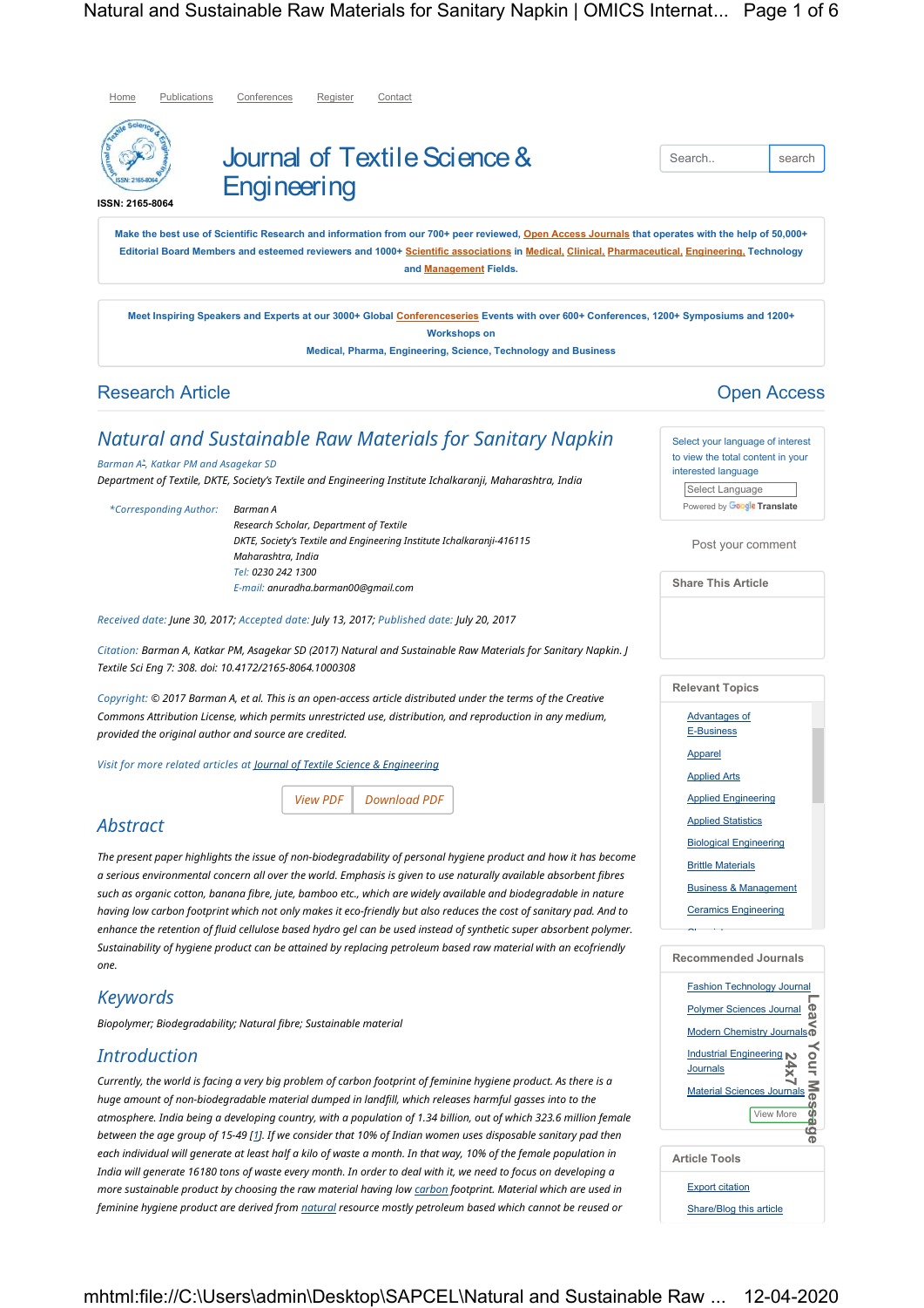# Journal of Textile Science & Engineering

ISSN: 2165-8064

Research Article | Open Access

## Natural and Sustainable Raw Materials for Sanitary Napkin

*Barman A*, Katkar PM and Asagekar SD*

*Department of Textile, DKTE, Society's Textile and Engineering Institute Ichalkaranji, Maharashtra, India*

*\*Corresponding Author:* Barman A
Research Scholar, Department of Textile
DKTE, Society's Textile and Engineering Institute Ichalkaranji-416115
Maharashtra, India
Tel: 0230 242 1300
E-mail: anuradha.barman00@gmail.com

*Received date:* June 30, 2017; *Accepted date:* July 13, 2017; *Published date:* July 20, 2017

*Citation:* Barman A, Katkar PM, Asagekar SD (2017) Natural and Sustainable Raw Materials for Sanitary Napkin. J Textile Sci Eng 7: 308. doi: 10.4172/2165-8064.1000308

*Copyright:* © 2017 Barman A, et al. This is an open-access article distributed under the terms of the Creative Commons Attribution License, which permits unrestricted use, distribution, and reproduction in any medium, provided the original author and source are credited.

## Abstract

*The present paper highlights the issue of non-biodegradability of personal hygiene product and how it has become a serious environmental concern all over the world. Emphasis is given to use naturally available absorbent fibres such as organic cotton, banana fibre, jute, bamboo etc., which are widely available and biodegradable in nature having low carbon footprint which not only makes it eco-friendly but also reduces the cost of sanitary pad. And to enhance the retention of fluid cellulose based hydro gel can be used instead of synthetic super absorbent polymer. Sustainability of hygiene product can be attained by replacing petroleum based raw material with an ecofriendly one.*

## Keywords

*Biopolymer; Biodegradability; Natural fibre; Sustainable material*

## Introduction

*Currently, the world is facing a very big problem of carbon footprint of feminine hygiene product. As there is a huge amount of non-biodegradable material dumped in landfill, which releases harmful gasses into to the atmosphere. India being a developing country, with a population of 1.34 billion, out of which 323.6 million female between the age group of 15-49 [1]. If we consider that 10% of Indian women uses disposable sanitary pad then each individual will generate at least half a kilo of waste a month. In that way, 10% of the female population in India will generate 16180 tons of waste every month. In order to deal with it, we need to focus on developing a more sustainable product by choosing the raw material having low carbon footprint. Material which are used in feminine hygiene product are derived from natural resource mostly petroleum based which cannot be reused or*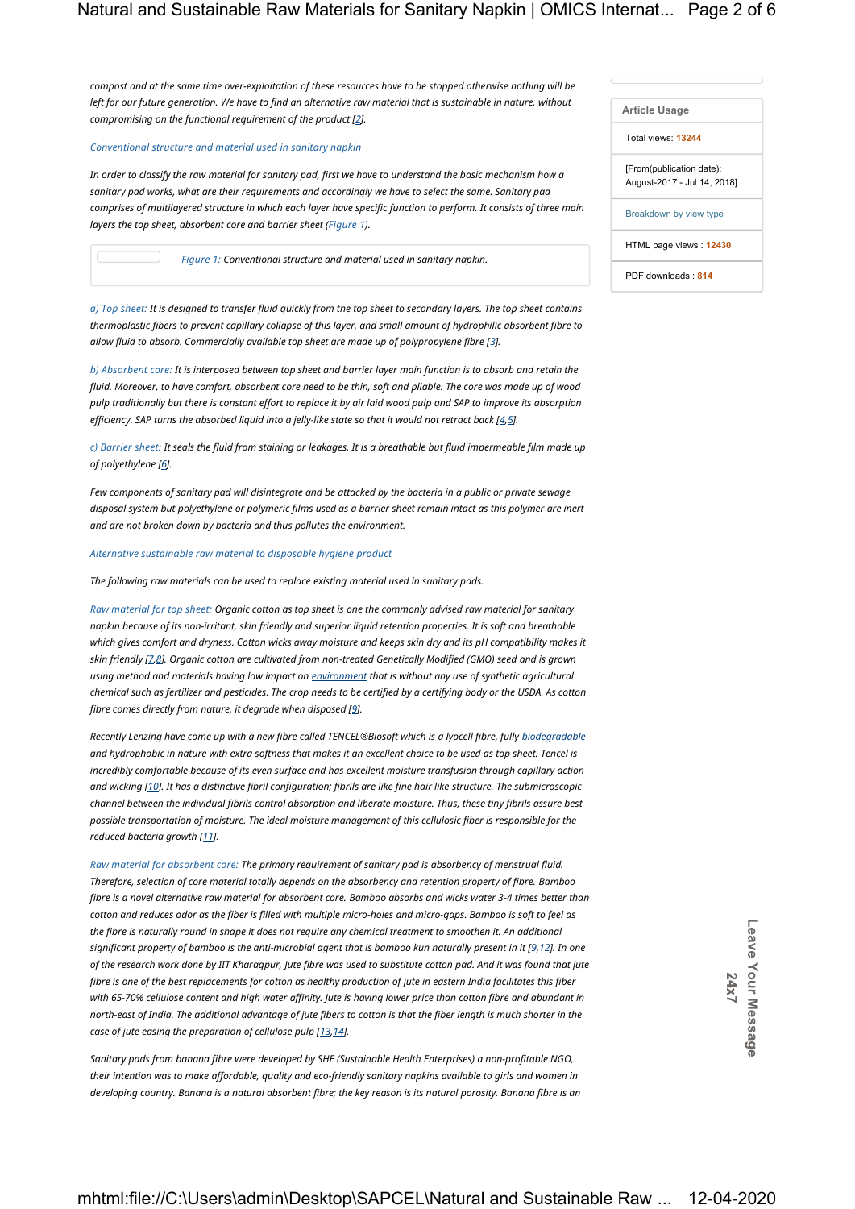*compost and at the same time over-exploitation of these resources have to be stopped otherwise nothing will be left for our future generation. We have to find an alternative raw material that is sustainable in nature, without compromising on the functional requirement of the product [2].*

### Conventional structure and material used in sanitary napkin

*In order to classify the raw material for sanitary pad, first we have to understand the basic mechanism how a sanitary pad works, what are their requirements and accordingly we have to select the same. Sanitary pad comprises of multilayered structure in which each layer have specific function to perform. It consists of three main layers the top sheet, absorbent core and barrier sheet (Figure 1).*

*Figure 1: Conventional structure and material used in sanitary napkin.*

*a) Top sheet: It is designed to transfer fluid quickly from the top sheet to secondary layers. The top sheet contains thermoplastic fibers to prevent capillary collapse of this layer, and small amount of hydrophilic absorbent fibre to allow fluid to absorb. Commercially available top sheet are made up of polypropylene fibre [3].*

*b) Absorbent core: It is interposed between top sheet and barrier layer main function is to absorb and retain the fluid. Moreover, to have comfort, absorbent core need to be thin, soft and pliable. The core was made up of wood pulp traditionally but there is constant effort to replace it by air laid wood pulp and SAP to improve its absorption efficiency. SAP turns the absorbed liquid into a jelly-like state so that it would not retract back [4,5].*

*c) Barrier sheet: It seals the fluid from staining or leakages. It is a breathable but fluid impermeable film made up of polyethylene [6].*

*Few components of sanitary pad will disintegrate and be attacked by the bacteria in a public or private sewage disposal system but polyethylene or polymeric films used as a barrier sheet remain intact as this polymer are inert and are not broken down by bacteria and thus pollutes the environment.*

### Alternative sustainable raw material to disposable hygiene product

*The following raw materials can be used to replace existing material used in sanitary pads.*

*Raw material for top sheet: Organic cotton as top sheet is one the commonly advised raw material for sanitary napkin because of its non-irritant, skin friendly and superior liquid retention properties. It is soft and breathable which gives comfort and dryness. Cotton wicks away moisture and keeps skin dry and its pH compatibility makes it skin friendly [7,8]. Organic cotton are cultivated from non-treated Genetically Modified (GMO) seed and is grown using method and materials having low impact on environment that is without any use of synthetic agricultural chemical such as fertilizer and pesticides. The crop needs to be certified by a certifying body or the USDA. As cotton fibre comes directly from nature, it degrade when disposed [9].*

*Recently Lenzing have come up with a new fibre called TENCEL®Biosoft which is a lyocell fibre, fully biodegradable and hydrophobic in nature with extra softness that makes it an excellent choice to be used as top sheet. Tencel is incredibly comfortable because of its even surface and has excellent moisture transfusion through capillary action and wicking [10]. It has a distinctive fibril configuration; fibrils are like fine hair like structure. The submicroscopic channel between the individual fibrils control absorption and liberate moisture. Thus, these tiny fibrils assure best possible transportation of moisture. The ideal moisture management of this cellulosic fiber is responsible for the reduced bacteria growth [11].*

*Raw material for absorbent core: The primary requirement of sanitary pad is absorbency of menstrual fluid. Therefore, selection of core material totally depends on the absorbency and retention property of fibre. Bamboo fibre is a novel alternative raw material for absorbent core. Bamboo absorbs and wicks water 3-4 times better than cotton and reduces odor as the fiber is filled with multiple micro-holes and micro-gaps. Bamboo is soft to feel as the fibre is naturally round in shape it does not require any chemical treatment to smoothen it. An additional significant property of bamboo is the anti-microbial agent that is bamboo kun naturally present in it [9,12]. In one of the research work done by IIT Kharagpur, Jute fibre was used to substitute cotton pad. And it was found that jute fibre is one of the best replacements for cotton as healthy production of jute in eastern India facilitates this fiber with 65-70% cellulose content and high water affinity. Jute is having lower price than cotton fibre and abundant in north-east of India. The additional advantage of jute fibers to cotton is that the fiber length is much shorter in the case of jute easing the preparation of cellulose pulp [13,14].*

*Sanitary pads from banana fibre were developed by SHE (Sustainable Health Enterprises) a non-profitable NGO, their intention was to make affordable, quality and eco-friendly sanitary napkins available to girls and women in developing country. Banana is a natural absorbent fibre; the key reason is its natural porosity. Banana fibre is an*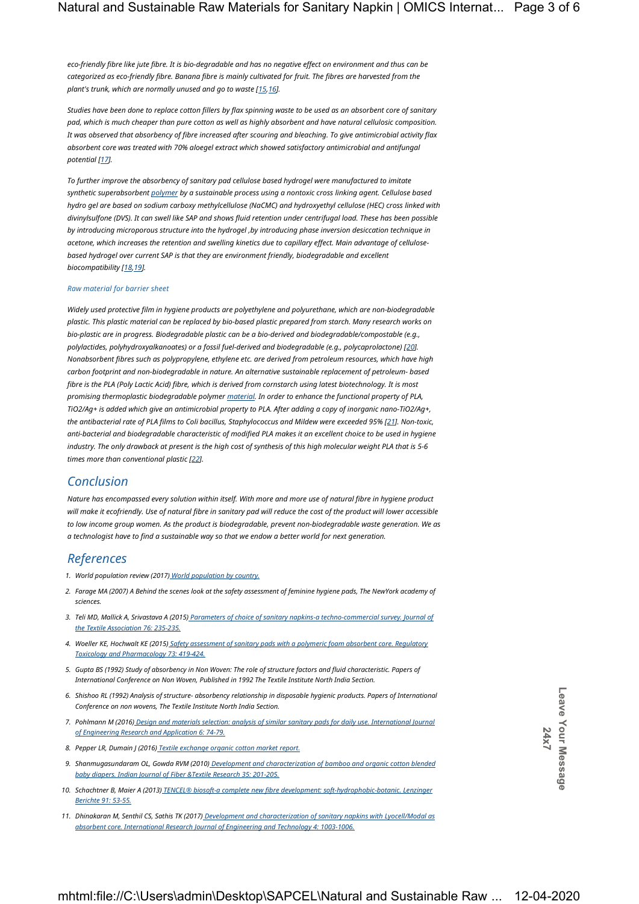*eco-friendly fibre like jute fibre. It is bio-degradable and has no negative effect on environment and thus can be categorized as eco-friendly fibre. Banana fibre is mainly cultivated for fruit. The fibres are harvested from the plant's trunk, which are normally unused and go to waste [15,16].*

*Studies have been done to replace cotton fillers by flax spinning waste to be used as an absorbent core of sanitary pad, which is much cheaper than pure cotton as well as highly absorbent and have natural cellulosic composition. It was observed that absorbency of fibre increased after scouring and bleaching. To give antimicrobial activity flax absorbent core was treated with 70% aloegel extract which showed satisfactory antimicrobial and antifungal potential [17].*

*To further improve the absorbency of sanitary pad cellulose based hydrogel were manufactured to imitate synthetic superabsorbent polymer by a sustainable process using a nontoxic cross linking agent. Cellulose based hydro gel are based on sodium carboxy methylcellulose (NaCMC) and hydroxyethyl cellulose (HEC) cross linked with divinylsulfone (DVS). It can swell like SAP and shows fluid retention under centrifugal load. These has been possible by introducing microporous structure into the hydrogel ,by introducing phase inversion desiccation technique in acetone, which increases the retention and swelling kinetics due to capillary effect. Main advantage of cellulose-based hydrogel over current SAP is that they are environment friendly, biodegradable and excellent biocompatibility [18,19].*

### *Raw material for barrier sheet*

*Widely used protective film in hygiene products are polyethylene and polyurethane, which are non-biodegradable plastic. This plastic material can be replaced by bio-based plastic prepared from starch. Many research works on bio-plastic are in progress. Biodegradable plastic can be a bio-derived and biodegradable/compostable (e.g., polylactides, polyhydroxyalkanoates) or a fossil fuel-derived and biodegradable (e.g., polycaprolactone) [20]. Nonabsorbent fibres such as polypropylene, ethylene etc. are derived from petroleum resources, which have high carbon footprint and non-biodegradable in nature. An alternative sustainable replacement of petroleum- based fibre is the PLA (Poly Lactic Acid) fibre, which is derived from cornstarch using latest biotechnology. It is most promising thermoplastic biodegradable polymer material. In order to enhance the functional property of PLA, $TiO_2/Ag^+$ is added which give an antimicrobial property to PLA. After adding a copy of inorganic nano-$TiO_2/Ag^+$, the antibacterial rate of PLA films to Coli bacillus, Staphylococcus and Mildew were exceeded 95% [21]. Non-toxic, anti-bacterial and biodegradable characteristic of modified PLA makes it an excellent choice to be used in hygiene industry. The only drawback at present is the high cost of synthesis of this high molecular weight PLA that is 5-6 times more than conventional plastic [22].*

## Conclusion

*Nature has encompassed every solution within itself. With more and more use of natural fibre in hygiene product will make it ecofriendly. Use of natural fibre in sanitary pad will reduce the cost of the product will lower accessible to low income group women. As the product is biodegradable, prevent non-biodegradable waste generation. We as a technologist have to find a sustainable way so that we endow a better world for next generation.*

## References

1. *World population review (2017) World population by country.*
2. *Farage MA (2007) A Behind the scenes look at the safety assessment of feminine hygiene pads, The NewYork academy of sciences.*
3. *Teli MD, Mallick A, Srivastava A (2015) Parameters of choice of sanitary napkins-a techno-commercial survey. Journal of the Textile Association 76: 235-235.*
4. *Woeller KE, Hochwalt KE (2015) Safety assessment of sanitary pads with a polymeric foam absorbent core. Regulatory Toxicology and Pharmacology 73: 419-424.*
5. *Gupta BS (1992) Study of absorbency in Non Woven: The role of structure factors and fluid characteristic. Papers of International Conference on Non Woven, Published in 1992 The Textile Institute North India Section.*
6. *Shishoo RL (1992) Analysis of structure- absorbency relationship in disposable hygienic products. Papers of International Conference on non wovens, The Textile Institute North India Section.*
7. *Pohlmann M (2016) Design and materials selection: analysis of similar sanitary pads for daily use. International Journal of Engineering Research and Application 6: 74-79.*
8. *Pepper LR, Dumain J (2016) Textile exchange organic cotton market report.*
9. *Shanmugasundaram OL, Gowda RVM (2010) Development and characterization of bamboo and organic cotton blended baby diapers. Indian Journal of Fiber &Textile Research 35: 201-205.*
10. *Schachtner B, Maier A (2013) TENCEL® biosoft-a complete new fibre development: soft-hydrophobic-botanic. Lenzinger Berichte 91: 53-55.*
11. *Dhinakaran M, Senthil CS, Sathis TK (2017) Development and characterization of sanitary napkins with Lyocell/Modal as absorbent core. International Research Journal of Engineering and Technology 4: 1003-1006.*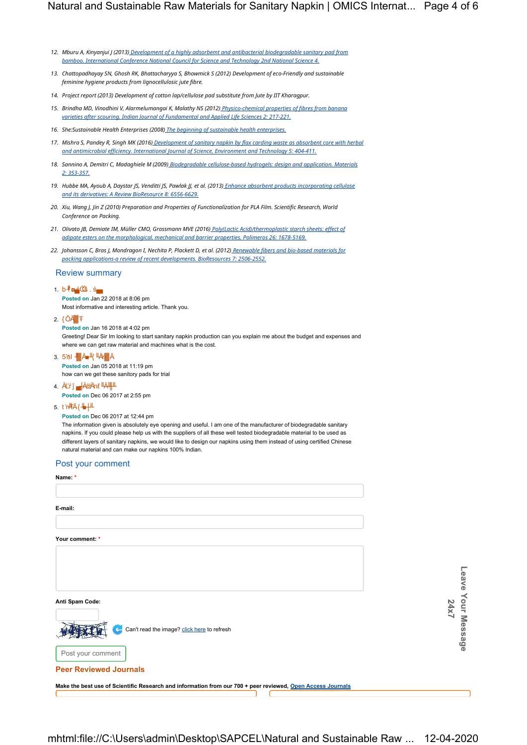12. Mburu A, Kinyanjui J (2013) Development of a highly adsorbemt and antibacterial biodegradable sanitary pad from bamboo. International Conference National Council for Science and Technology 2nd National Science 4.
13. Chattopadhayay SN, Ghosh RK, Bhattacharyya S, Bhowmick S (2012) Development of eco-Friendly and sustainable feminine hygiene products from lignocellulosic jute fibre.
14. Project report (2013) Development of cotton lap/cellulose pad substitute from Jute by IIT Kharagpur.
15. Brindha MD, Vinodhini V, Alarmelumangai K, Malathy NS (2012) Physico-chemical properties of fibres from banana varieties after scouring. Indian Journal of Fundamental and Applied Life Sciences 2: 217-221.
16. She:Sustainable Health Enterprises (2008) The beginning of sustainable health enterprises.
17. Mishra S, Pandey R, Singh MK (2016) Development of sanitary napkin by flax carding waste as absorbent core with herbal and antimicrobial efficiency. International Journal of Science, Environment and Technology 5: 404-411.
18. Sannino A, Demitri C, Madaghiele M (2009) Biodegradable cellulose-based hydrogels: design and application. Materials 2: 353-357.
19. Hubbe MA, Ayoub A, Daystar JS, Venditti JS, Pawlak JJ, et al. (2013) Enhance absorbent products incorporating cellulose and its derivatives: A Review BioResource 8: 6556-6629.
20. Xiu, Wang J, Jin Z (2010) Preparation and Properties of Functionalization for PLA Film. Scientific Research, World Conference on Packing.
21. Olivato JB, Demiate IM, Müller CMO, Grossmann MVE (2016) Poly(Lactic Acid)/thermoplastic starch sheets: effect of adipate esters on the morphological, mechanical and barrier properties. Polimeros 26: 1678-5169.
22. Johansson C, Bras J, Mondragon I, Nechita P, Plackett D, et al. (2012) Renewable fibers and bio-based materials for packing applications-a review of recent developments. BioResources 7: 2506-2552.

## Review summary

1. b╫▄ɕ. ś▄
   **Posted on** Jan 22 2018 at 8:06 pm
   Most informative and interesting article. Thank you.
2. {ÕÃ▓Ŧ
   **Posted on** Jan 16 2018 at 4:02 pm
   Greeting! Dear Sir Im looking to start sanitary napkin production can you explain me about the budget and expenses and where we can get raw material and machines what is the cost.
3. 5'ǹl ▓Ã▄╢{ ╙Ãr▓Ã
   **Posted on** Jan 05 2018 at 11:19 pm
   how can we get these sanitory pads for trial
4. ÃĽƒĵ ▄Ãźnť ╙Ã╫╨
   **Posted on** Dec 06 2017 at 2:55 pm
5. ŧ'n╫Ã{╧▄╨
   **Posted on** Dec 06 2017 at 12:44 pm
   The information given is absolutely eye opening and useful. I am one of the manufacturer of biodegradable sanitary napkins. If you could please help us with the suppliers of all these well tested biodegradable material to be used as different layers of sanitary napkins, we would like to design our napkins using them instead of using certified Chinese natural material and can make our napkins 100% Indian.

## Post your comment

**Name:** *

**E-mail:**

**Your comment:** *

**Anti Spam Code:**

Can't read the image? click here to refresh

Post your comment

## Peer Reviewed Journals

**Make the best use of Scientific Research and information from our 700 + peer reviewed, Open Access Journals**

Leave Your Message 24x7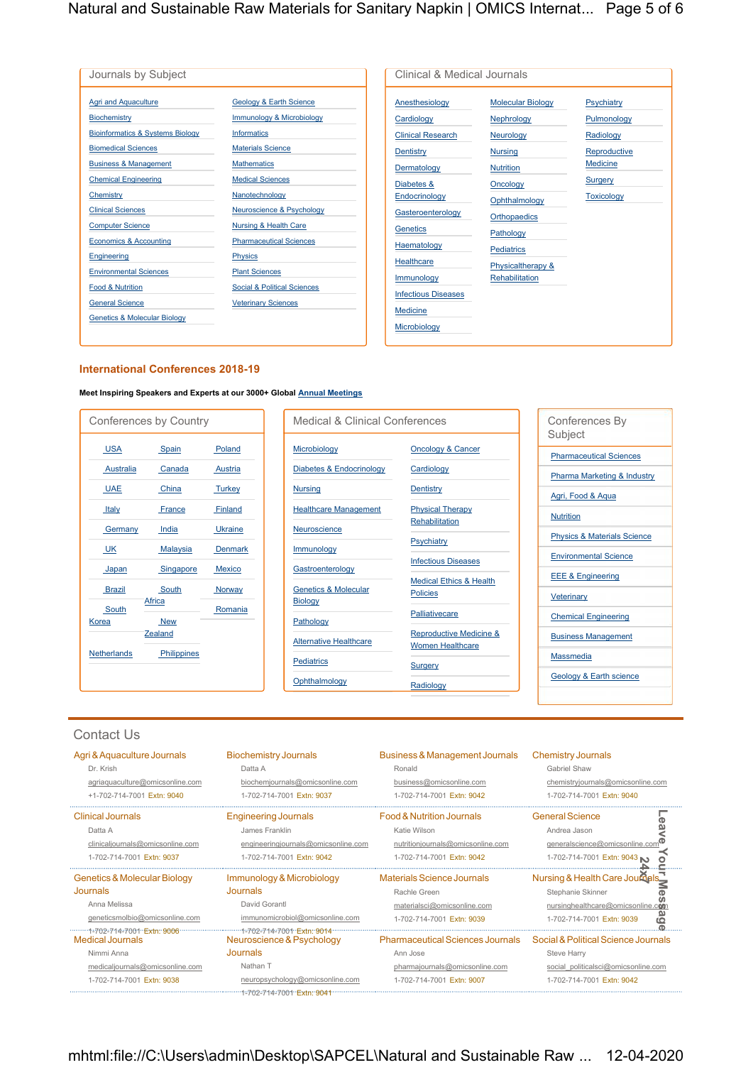## Journals by Subject

- Agri and Aquaculture
- Biochemistry
- Bioinformatics & Systems Biology
- Biomedical Sciences
- Business & Management
- Chemical Engineering
- Chemistry
- Clinical Sciences
- Computer Science
- Economics & Accounting
- Engineering
- Environmental Sciences
- Food & Nutrition
- General Science
- Genetics & Molecular Biology
- Geology & Earth Science
- Immunology & Microbiology
- Informatics
- Materials Science
- Mathematics
- Medical Sciences
- Nanotechnology
- Neuroscience & Psychology
- Nursing & Health Care
- Pharmaceutical Sciences
- Physics
- Plant Sciences
- Social & Political Sciences
- Veterinary Sciences

## Clinical & Medical Journals

- Anesthesiology
- Cardiology
- Clinical Research
- Dentistry
- Dermatology
- Diabetes & Endocrinology
- Gasteroenterology
- Genetics
- Haematology
- Healthcare
- Immunology
- Infectious Diseases
- Medicine
- Microbiology
- Molecular Biology
- Nephrology
- Neurology
- Nursing
- Nutrition
- Oncology
- Ophthalmology
- Orthopaedics
- Pathology
- Pediatrics
- Physicaltherapy & Rehabilitation
- Psychiatry
- Pulmonology
- Radiology
- Reproductive Medicine
- Surgery
- Toxicology

## International Conferences 2018-19

**Meet Inspiring Speakers and Experts at our 3000+ Global Annual Meetings**

### Conferences by Country

- USA
- Spain
- Poland
- Australia
- Canada
- Austria
- UAE
- China
- Turkey
- Italy
- France
- Finland
- Germany
- India
- Ukraine
- UK
- Malaysia
- Denmark
- Japan
- Singapore
- Mexico
- Brazil
- South Africa
- Norway
- South Korea
- New Zealand
- Romania
- Netherlands
- Philippines

### Medical & Clinical Conferences

- Microbiology
- Diabetes & Endocrinology
- Nursing
- Healthcare Management
- Neuroscience
- Immunology
- Gastroenterology
- Genetics & Molecular Biology
- Pathology
- Alternative Healthcare
- Pediatrics
- Ophthalmology
- Oncology & Cancer
- Cardiology
- Dentistry
- Physical Therapy Rehabilitation
- Psychiatry
- Infectious Diseases
- Medical Ethics & Health Policies
- Palliativecare
- Reproductive Medicine & Women Healthcare
- Surgery
- Radiology

### Conferences By Subject

- Pharmaceutical Sciences
- Pharma Marketing & Industry
- Agri, Food & Aqua
- Nutrition
- Physics & Materials Science
- Environmental Science
- EEE & Engineering
- Veterinary
- Chemical Engineering
- Business Management
- Massmedia
- Geology & Earth science

## Contact Us

**Agri & Aquaculture Journals**
Dr. Krish
agriaquaculture@omicsonline.com
+1-702-714-7001 Extn: 9040

**Biochemistry Journals**
Datta A
biochemjournals@omicsonline.com
1-702-714-7001 Extn: 9037

**Business & Management Journals**
Ronald
business@omicsonline.com
1-702-714-7001 Extn: 9042

**Chemistry Journals**
Gabriel Shaw
chemistryjournals@omicsonline.com
1-702-714-7001 Extn: 9040

**Clinical Journals**
Datta A
clinicaljournals@omicsonline.com
1-702-714-7001 Extn: 9037

**Engineering Journals**
James Franklin
engineeringjournals@omicsonline.com
1-702-714-7001 Extn: 9042

**Food & Nutrition Journals**
Katie Wilson
nutritionjournals@omicsonline.com
1-702-714-7001 Extn: 9042

**General Science**
Andrea Jason
generalscience@omicsonline.com
1-702-714-7001 Extn: 9043

**Genetics & Molecular Biology Journals**
Anna Melissa
geneticsmolbio@omicsonline.com
1-702-714-7001 Extn: 9006

**Immunology & Microbiology Journals**
David Gorantl
immunomicrobiol@omicsonline.com
1-702-714-7001 Extn: 9014

**Materials Science Journals**
Rachle Green
materialsci@omicsonline.com
1-702-714-7001 Extn: 9039

**Nursing & Health Care Journals**
Stephanie Skinner
nursinghealthcare@omicsonline.com
1-702-714-7001 Extn: 9039

**Medical Journals**
Nimmi Anna
medicaljournals@omicsonline.com
1-702-714-7001 Extn: 9038

**Neuroscience & Psychology Journals**
Nathan T
neuropsychology@omicsonline.com
1-702-714-7001 Extn: 9041

**Pharmaceutical Sciences Journals**
Ann Jose
pharmajournals@omicsonline.com
1-702-714-7001 Extn: 9007

**Social & Political Science Journals**
Steve Harry
social_politicalsci@omicsonline.com
1-702-714-7001 Extn: 9042

Leave Your Message 24x7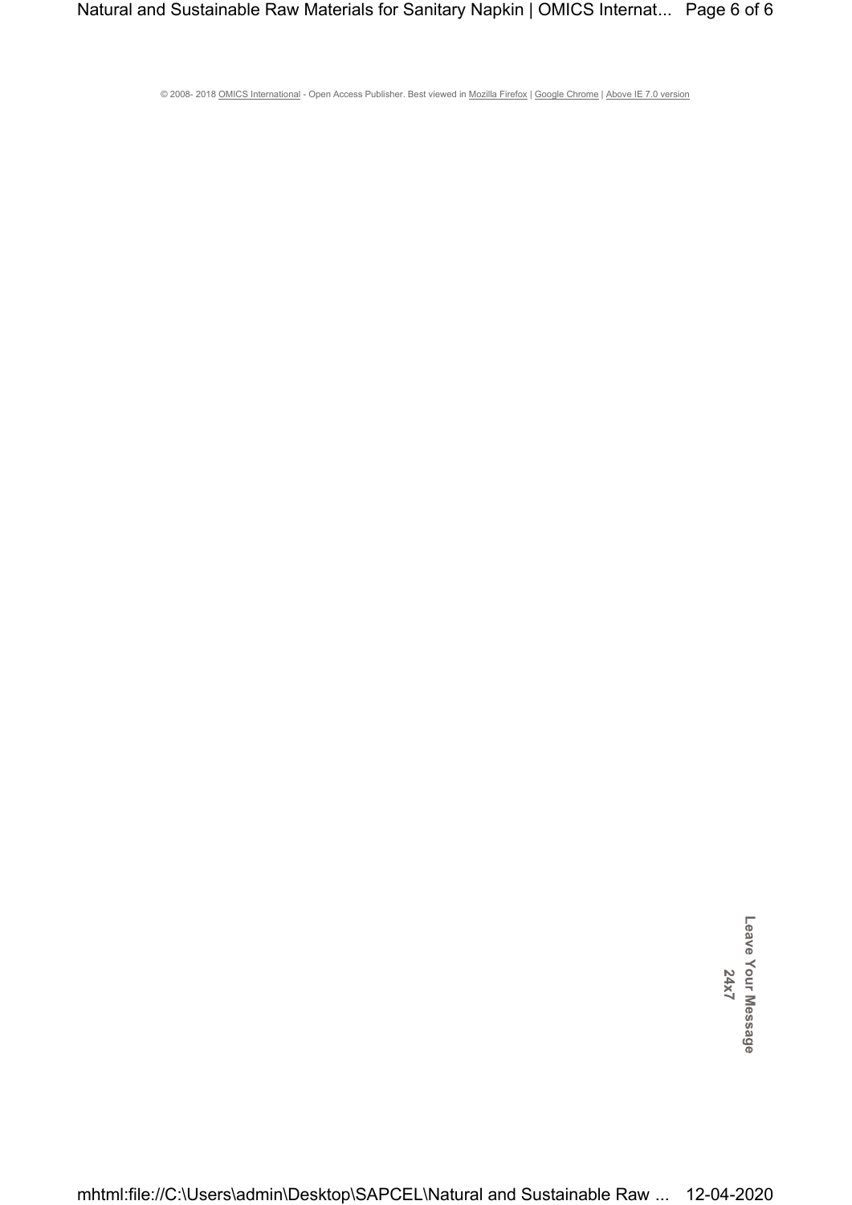© 2008- 2018 OMICS International - Open Access Publisher. Best viewed in Mozilla Firefox | Google Chrome | Above IE 7.0 version

Leave Your Message 24x7